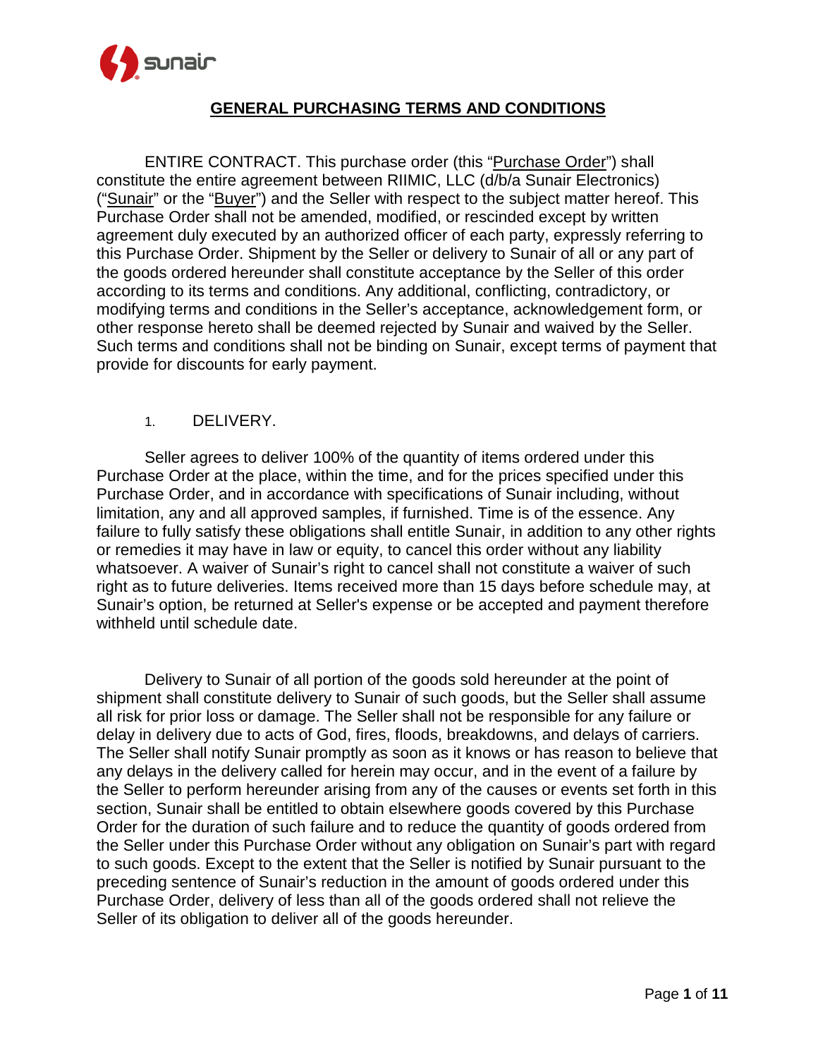# GENERAL PURCHASING TERMS AND CONDITIONS

ENTIRE CONTRACT. This purchase order (this "Purchase Order") shall constitute the entire agreement between RIIMIC, LLC (d/b/a Sunair Electronics) ("Sunair" or the "Buyer") and the Seller with respect to the subject matter hereof. This Purchase Order shall not be amended, modified, or rescinded except by written agreement duly executed by an authorized officer of each party, expressly referring to this Purchase Order. Shipment by the Seller or delivery to Sunair of all or any part of the goods ordered hereunder shall constitute acceptance by the Seller of this order according to its terms and conditions. Any additional, conflicting, contradictory, or modifying terms and conditions in the Seller's acceptance, acknowledgement form, or other response hereto shall be deemed rejected by Sunair and waived by the Seller. Such terms and conditions shall not be binding on Sunair, except terms of payment that provide for discounts for early payment.

## 1. DELIVERY.

Seller agrees to deliver 100% of the quantity of items ordered under this Purchase Order at the place, within the time, and for the prices specified under this Purchase Order, and in accordance with specifications of Sunair including, without limitation, any and all approved samples, if furnished. Time is of the essence. Any failure to fully satisfy these obligations shall entitle Sunair, in addition to any other rights or remedies it may have in law or equity, to cancel this order without any liability whatsoever. A waiver of Sunair's right to cancel shall not constitute a waiver of such right as to future deliveries. Items received more than 15 days before schedule may, at Sunair's option, be returned at Seller's expense or be accepted and payment therefore withheld until schedule date.

Delivery to Sunair of all portion of the goods sold hereunder at the point of shipment shall constitute delivery to Sunair of such goods, but the Seller shall assume all risk for prior loss or damage. The Seller shall not be responsible for any failure or delay in delivery due to acts of God, fires, floods, breakdowns, and delays of carriers. The Seller shall notify Sunair promptly as soon as it knows or has reason to believe that any delays in the delivery called for herein may occur, and in the event of a failure by the Seller to perform hereunder arising from any of the causes or events set forth in this section, Sunair shall be entitled to obtain elsewhere goods covered by this Purchase Order for the duration of such failure and to reduce the quantity of goods ordered from the Seller under this Purchase Order without any obligation on Sunair's part with regard to such goods. Except to the extent that the Seller is notified by Sunair pursuant to the preceding sentence of Sunair's reduction in the amount of goods ordered under this Purchase Order, delivery of less than all of the goods ordered shall not relieve the Seller of its obligation to deliver all of the goods hereunder.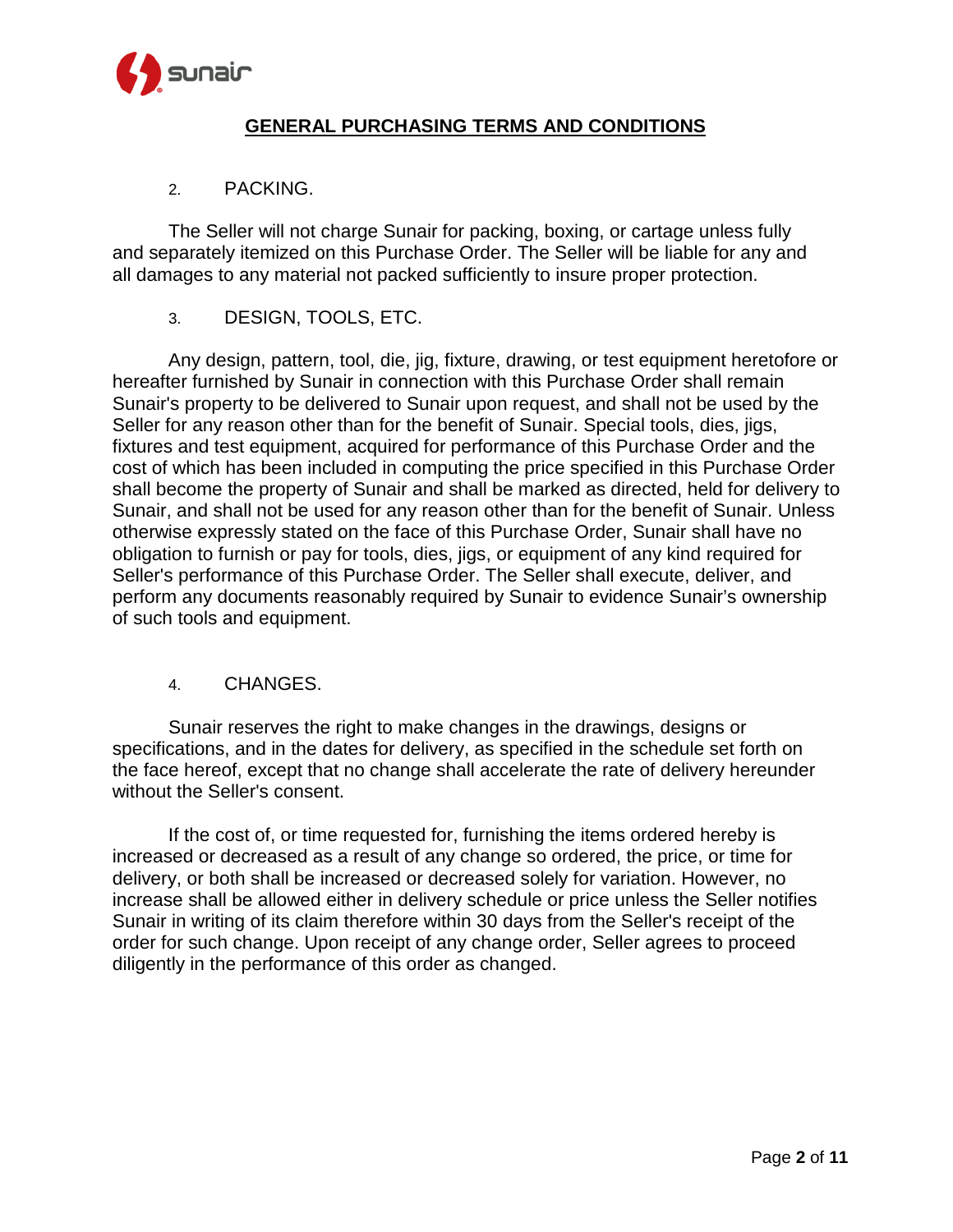## GENERAL PURCHASING TERMS AND CONDITIONS

2. PACKING.

The Seller will not charge Sunair for packing, boxing, or cartage unless fully and separately itemized on this Purchase Order. The Seller will be liable for any and all damages to any material not packed sufficiently to insure proper protection.

3. DESIGN, TOOLS, ETC.

Any design, pattern, tool, die, jig, fixture, drawing, or test equipment heretofore or hereafter furnished by Sunair in connection with this Purchase Order shall remain Sunair's property to be delivered to Sunair upon request, and shall not be used by the Seller for any reason other than for the benefit of Sunair. Special tools, dies, jigs, fixtures and test equipment, acquired for performance of this Purchase Order and the cost of which has been included in computing the price specified in this Purchase Order shall become the property of Sunair and shall be marked as directed, held for delivery to Sunair, and shall not be used for any reason other than for the benefit of Sunair. Unless otherwise expressly stated on the face of this Purchase Order, Sunair shall have no obligation to furnish or pay for tools, dies, jigs, or equipment of any kind required for Seller's performance of this Purchase Order. The Seller shall execute, deliver, and perform any documents reasonably required by Sunair to evidence Sunair's ownership of such tools and equipment.

4. CHANGES.

Sunair reserves the right to make changes in the drawings, designs or specifications, and in the dates for delivery, as specified in the schedule set forth on the face hereof, except that no change shall accelerate the rate of delivery hereunder without the Seller's consent.

If the cost of, or time requested for, furnishing the items ordered hereby is increased or decreased as a result of any change so ordered, the price, or time for delivery, or both shall be increased or decreased solely for variation. However, no increase shall be allowed either in delivery schedule or price unless the Seller notifies Sunair in writing of its claim therefore within 30 days from the Seller's receipt of the order for such change. Upon receipt of any change order, Seller agrees to proceed diligently in the performance of this order as changed.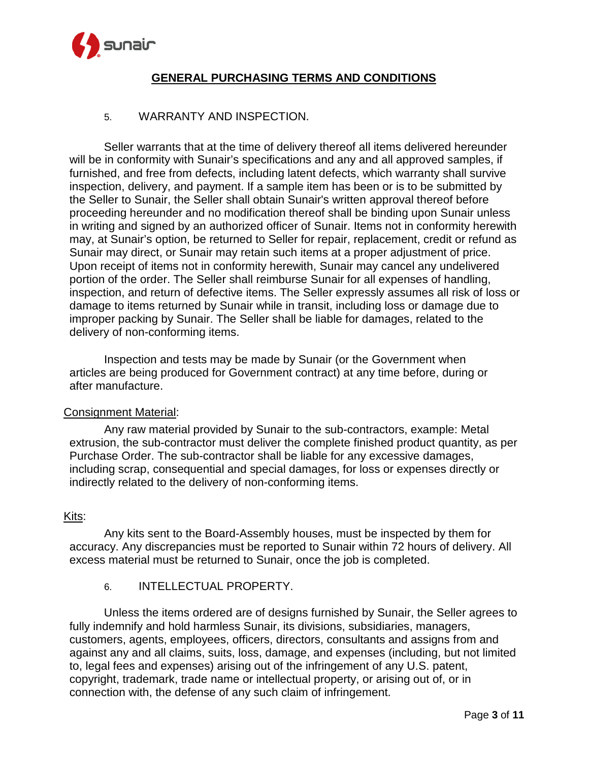## GENERAL PURCHASING TERMS AND CONDITIONS

### 5. WARRANTY AND INSPECTION.

Seller warrants that at the time of delivery thereof all items delivered hereunder will be in conformity with Sunair's specifications and any and all approved samples, if furnished, and free from defects, including latent defects, which warranty shall survive inspection, delivery, and payment. If a sample item has been or is to be submitted by the Seller to Sunair, the Seller shall obtain Sunair's written approval thereof before proceeding hereunder and no modification thereof shall be binding upon Sunair unless in writing and signed by an authorized officer of Sunair. Items not in conformity herewith may, at Sunair's option, be returned to Seller for repair, replacement, credit or refund as Sunair may direct, or Sunair may retain such items at a proper adjustment of price. Upon receipt of items not in conformity herewith, Sunair may cancel any undelivered portion of the order. The Seller shall reimburse Sunair for all expenses of handling, inspection, and return of defective items. The Seller expressly assumes all risk of loss or damage to items returned by Sunair while in transit, including loss or damage due to improper packing by Sunair. The Seller shall be liable for damages, related to the delivery of non-conforming items.

Inspection and tests may be made by Sunair (or the Government when articles are being produced for Government contract) at any time before, during or after manufacture.

Consignment Material:

Any raw material provided by Sunair to the sub-contractors, example: Metal extrusion, the sub-contractor must deliver the complete finished product quantity, as per Purchase Order. The sub-contractor shall be liable for any excessive damages, including scrap, consequential and special damages, for loss or expenses directly or indirectly related to the delivery of non-conforming items.

Kits:

Any kits sent to the Board-Assembly houses, must be inspected by them for accuracy. Any discrepancies must be reported to Sunair within 72 hours of delivery. All excess material must be returned to Sunair, once the job is completed.

### 6. INTELLECTUAL PROPERTY.

Unless the items ordered are of designs furnished by Sunair, the Seller agrees to fully indemnify and hold harmless Sunair, its divisions, subsidiaries, managers, customers, agents, employees, officers, directors, consultants and assigns from and against any and all claims, suits, loss, damage, and expenses (including, but not limited to, legal fees and expenses) arising out of the infringement of any U.S. patent, copyright, trademark, trade name or intellectual property, or arising out of, or in connection with, the defense of any such claim of infringement.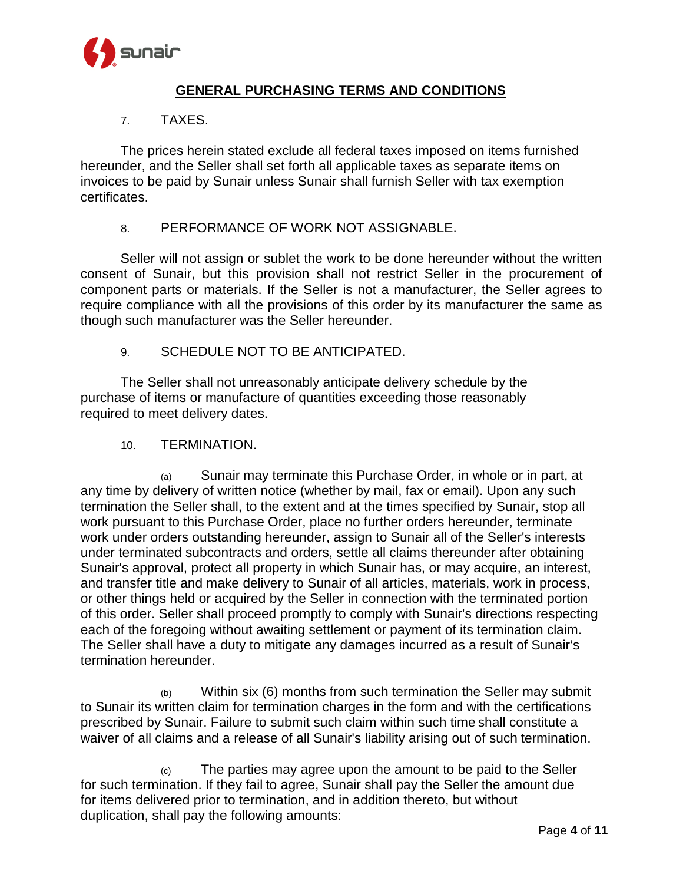## GENERAL PURCHASING TERMS AND CONDITIONS

7. TAXES.

The prices herein stated exclude all federal taxes imposed on items furnished hereunder, and the Seller shall set forth all applicable taxes as separate items on invoices to be paid by Sunair unless Sunair shall furnish Seller with tax exemption certificates.

8. PERFORMANCE OF WORK NOT ASSIGNABLE.

Seller will not assign or sublet the work to be done hereunder without the written consent of Sunair, but this provision shall not restrict Seller in the procurement of component parts or materials. If the Seller is not a manufacturer, the Seller agrees to require compliance with all the provisions of this order by its manufacturer the same as though such manufacturer was the Seller hereunder.

9. SCHEDULE NOT TO BE ANTICIPATED.

The Seller shall not unreasonably anticipate delivery schedule by the purchase of items or manufacture of quantities exceeding those reasonably required to meet delivery dates.

10. TERMINATION.

(a) Sunair may terminate this Purchase Order, in whole or in part, at any time by delivery of written notice (whether by mail, fax or email). Upon any such termination the Seller shall, to the extent and at the times specified by Sunair, stop all work pursuant to this Purchase Order, place no further orders hereunder, terminate work under orders outstanding hereunder, assign to Sunair all of the Seller's interests under terminated subcontracts and orders, settle all claims thereunder after obtaining Sunair's approval, protect all property in which Sunair has, or may acquire, an interest, and transfer title and make delivery to Sunair of all articles, materials, work in process, or other things held or acquired by the Seller in connection with the terminated portion of this order. Seller shall proceed promptly to comply with Sunair's directions respecting each of the foregoing without awaiting settlement or payment of its termination claim. The Seller shall have a duty to mitigate any damages incurred as a result of Sunair's termination hereunder.

(b) Within six (6) months from such termination the Seller may submit to Sunair its written claim for termination charges in the form and with the certifications prescribed by Sunair. Failure to submit such claim within such time shall constitute a waiver of all claims and a release of all Sunair's liability arising out of such termination.

(c) The parties may agree upon the amount to be paid to the Seller for such termination. If they fail to agree, Sunair shall pay the Seller the amount due for items delivered prior to termination, and in addition thereto, but without duplication, shall pay the following amounts: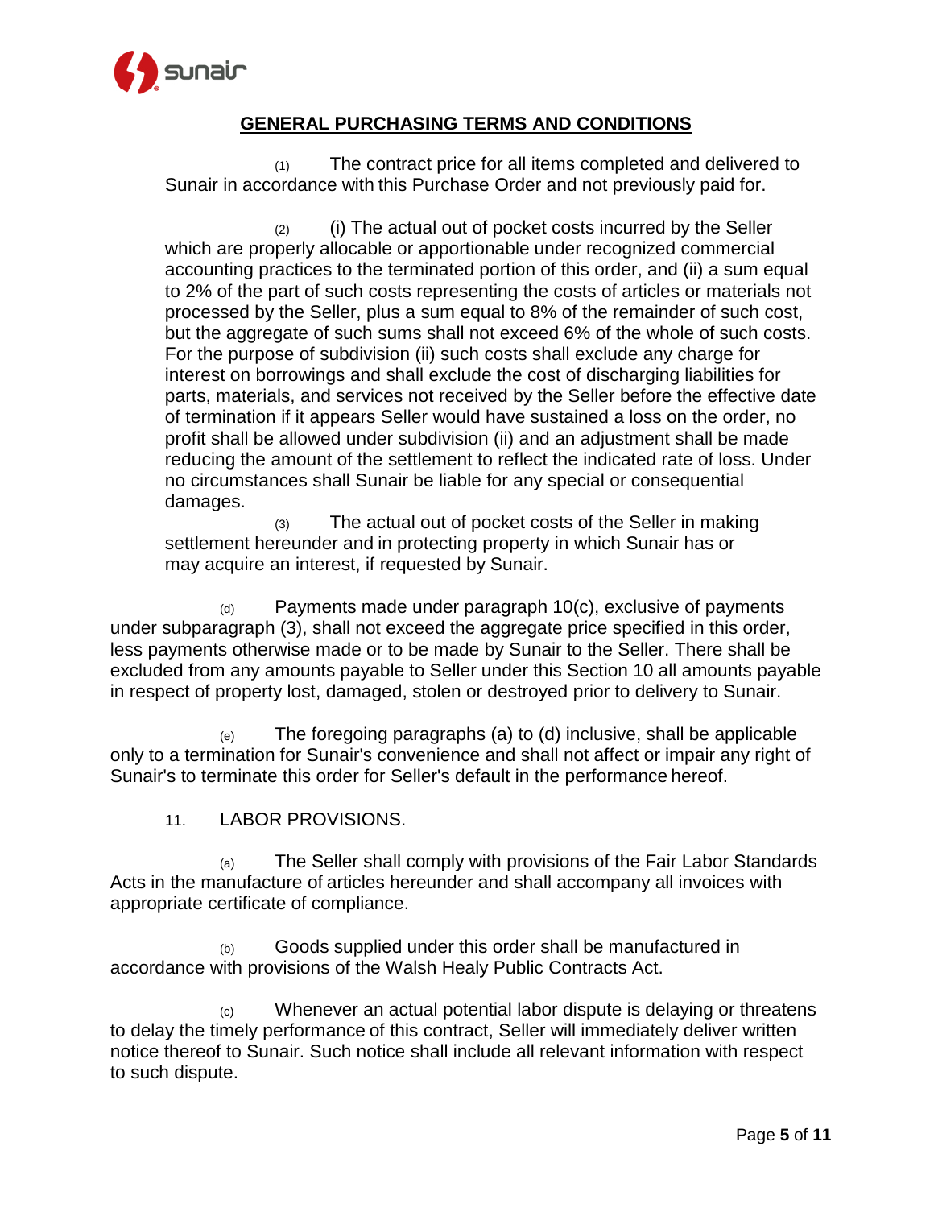## GENERAL PURCHASING TERMS AND CONDITIONS

(1) The contract price for all items completed and delivered to Sunair in accordance with this Purchase Order and not previously paid for.

(2) (i) The actual out of pocket costs incurred by the Seller which are properly allocable or apportionable under recognized commercial accounting practices to the terminated portion of this order, and (ii) a sum equal to 2% of the part of such costs representing the costs of articles or materials not processed by the Seller, plus a sum equal to 8% of the remainder of such cost, but the aggregate of such sums shall not exceed 6% of the whole of such costs. For the purpose of subdivision (ii) such costs shall exclude any charge for interest on borrowings and shall exclude the cost of discharging liabilities for parts, materials, and services not received by the Seller before the effective date of termination if it appears Seller would have sustained a loss on the order, no profit shall be allowed under subdivision (ii) and an adjustment shall be made reducing the amount of the settlement to reflect the indicated rate of loss. Under no circumstances shall Sunair be liable for any special or consequential damages.

(3) The actual out of pocket costs of the Seller in making settlement hereunder and in protecting property in which Sunair has or may acquire an interest, if requested by Sunair.

(d) Payments made under paragraph 10(c), exclusive of payments under subparagraph (3), shall not exceed the aggregate price specified in this order, less payments otherwise made or to be made by Sunair to the Seller. There shall be excluded from any amounts payable to Seller under this Section 10 all amounts payable in respect of property lost, damaged, stolen or destroyed prior to delivery to Sunair.

(e) The foregoing paragraphs (a) to (d) inclusive, shall be applicable only to a termination for Sunair's convenience and shall not affect or impair any right of Sunair's to terminate this order for Seller's default in the performance hereof.

11. LABOR PROVISIONS.

(a) The Seller shall comply with provisions of the Fair Labor Standards Acts in the manufacture of articles hereunder and shall accompany all invoices with appropriate certificate of compliance.

(b) Goods supplied under this order shall be manufactured in accordance with provisions of the Walsh Healy Public Contracts Act.

(c) Whenever an actual potential labor dispute is delaying or threatens to delay the timely performance of this contract, Seller will immediately deliver written notice thereof to Sunair. Such notice shall include all relevant information with respect to such dispute.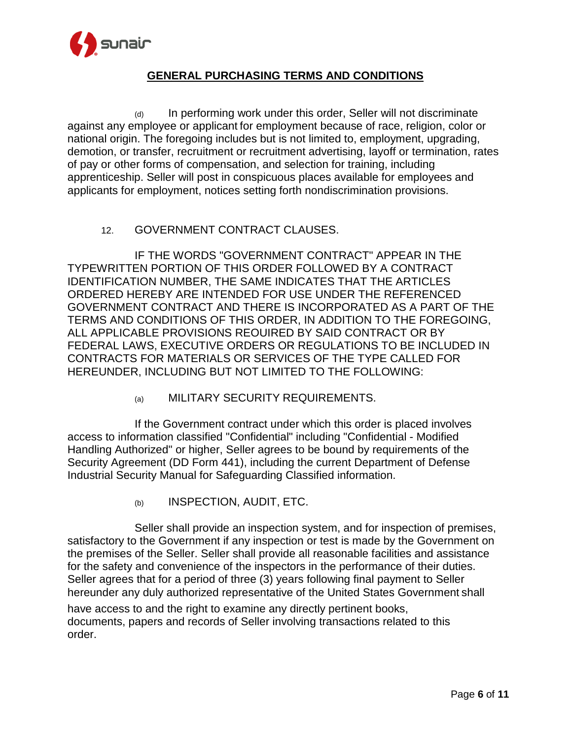## GENERAL PURCHASING TERMS AND CONDITIONS

(d) In performing work under this order, Seller will not discriminate against any employee or applicant for employment because of race, religion, color or national origin. The foregoing includes but is not limited to, employment, upgrading, demotion, or transfer, recruitment or recruitment advertising, layoff or termination, rates of pay or other forms of compensation, and selection for training, including apprenticeship. Seller will post in conspicuous places available for employees and applicants for employment, notices setting forth nondiscrimination provisions.

12. GOVERNMENT CONTRACT CLAUSES.

IF THE WORDS "GOVERNMENT CONTRACT" APPEAR IN THE TYPEWRITTEN PORTION OF THIS ORDER FOLLOWED BY A CONTRACT IDENTIFICATION NUMBER, THE SAME INDICATES THAT THE ARTICLES ORDERED HEREBY ARE INTENDED FOR USE UNDER THE REFERENCED GOVERNMENT CONTRACT AND THERE IS INCORPORATED AS A PART OF THE TERMS AND CONDITIONS OF THIS ORDER, IN ADDITION TO THE FOREGOING, ALL APPLICABLE PROVISIONS REOUIRED BY SAID CONTRACT OR BY FEDERAL LAWS, EXECUTIVE ORDERS OR REGULATIONS TO BE INCLUDED IN CONTRACTS FOR MATERIALS OR SERVICES OF THE TYPE CALLED FOR HEREUNDER, INCLUDING BUT NOT LIMITED TO THE FOLLOWING:

(a) MILITARY SECURITY REQUIREMENTS.

If the Government contract under which this order is placed involves access to information classified "Confidential" including "Confidential - Modified Handling Authorized" or higher, Seller agrees to be bound by requirements of the Security Agreement (DD Form 441), including the current Department of Defense Industrial Security Manual for Safeguarding Classified information.

(b) INSPECTION, AUDIT, ETC.

Seller shall provide an inspection system, and for inspection of premises, satisfactory to the Government if any inspection or test is made by the Government on the premises of the Seller. Seller shall provide all reasonable facilities and assistance for the safety and convenience of the inspectors in the performance of their duties. Seller agrees that for a period of three (3) years following final payment to Seller hereunder any duly authorized representative of the United States Government shall have access to and the right to examine any directly pertinent books, documents, papers and records of Seller involving transactions related to this order.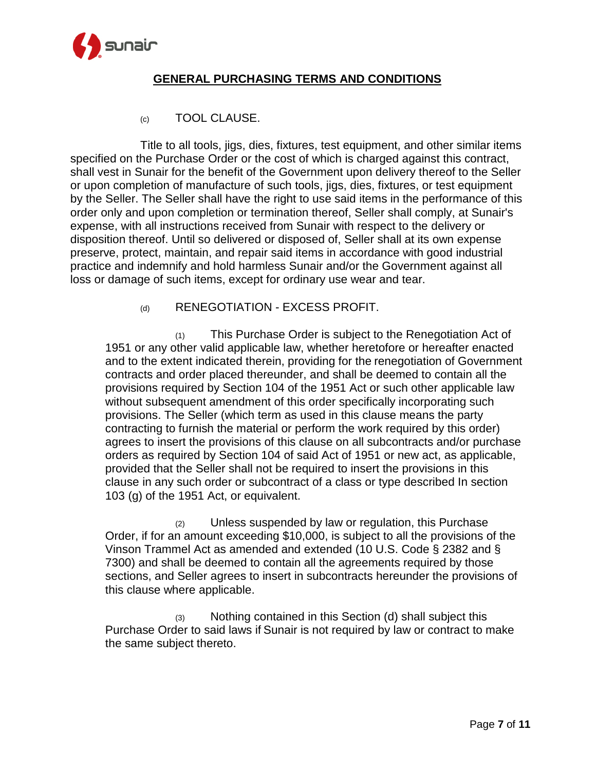## GENERAL PURCHASING TERMS AND CONDITIONS

(c) TOOL CLAUSE.

Title to all tools, jigs, dies, fixtures, test equipment, and other similar items specified on the Purchase Order or the cost of which is charged against this contract, shall vest in Sunair for the benefit of the Government upon delivery thereof to the Seller or upon completion of manufacture of such tools, jigs, dies, fixtures, or test equipment by the Seller. The Seller shall have the right to use said items in the performance of this order only and upon completion or termination thereof, Seller shall comply, at Sunair's expense, with all instructions received from Sunair with respect to the delivery or disposition thereof. Until so delivered or disposed of, Seller shall at its own expense preserve, protect, maintain, and repair said items in accordance with good industrial practice and indemnify and hold harmless Sunair and/or the Government against all loss or damage of such items, except for ordinary use wear and tear.

(d) RENEGOTIATION - EXCESS PROFIT.

(1) This Purchase Order is subject to the Renegotiation Act of 1951 or any other valid applicable law, whether heretofore or hereafter enacted and to the extent indicated therein, providing for the renegotiation of Government contracts and order placed thereunder, and shall be deemed to contain all the provisions required by Section 104 of the 1951 Act or such other applicable law without subsequent amendment of this order specifically incorporating such provisions. The Seller (which term as used in this clause means the party contracting to furnish the material or perform the work required by this order) agrees to insert the provisions of this clause on all subcontracts and/or purchase orders as required by Section 104 of said Act of 1951 or new act, as applicable, provided that the Seller shall not be required to insert the provisions in this clause in any such order or subcontract of a class or type described In section 103 (g) of the 1951 Act, or equivalent.

(2) Unless suspended by law or regulation, this Purchase Order, if for an amount exceeding $10,000, is subject to all the provisions of the Vinson Trammel Act as amended and extended (10 U.S. Code § 2382 and § 7300) and shall be deemed to contain all the agreements required by those sections, and Seller agrees to insert in subcontracts hereunder the provisions of this clause where applicable.

(3) Nothing contained in this Section (d) shall subject this Purchase Order to said laws if Sunair is not required by law or contract to make the same subject thereto.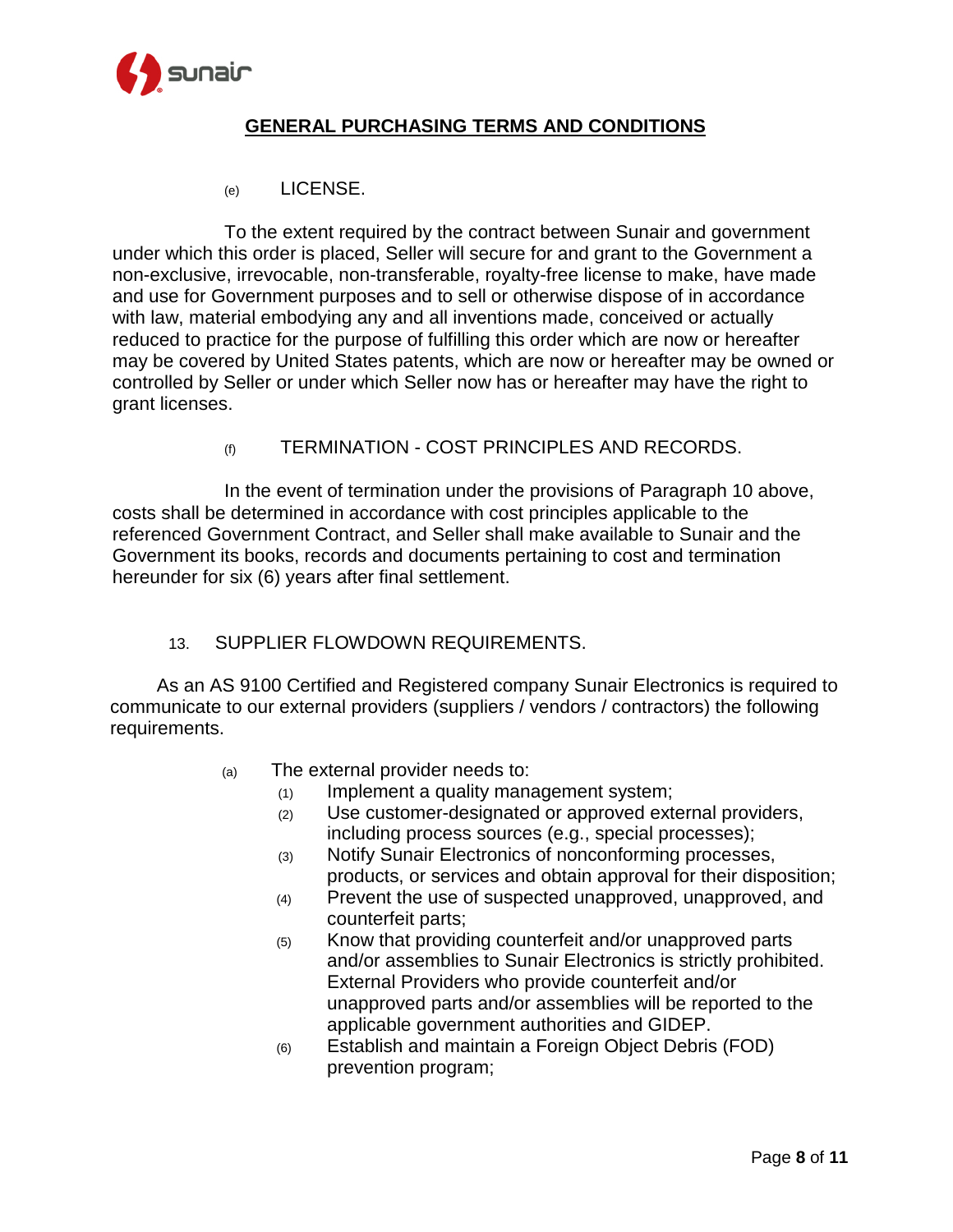## GENERAL PURCHASING TERMS AND CONDITIONS

(e) LICENSE.

To the extent required by the contract between Sunair and government under which this order is placed, Seller will secure for and grant to the Government a non-exclusive, irrevocable, non-transferable, royalty-free license to make, have made and use for Government purposes and to sell or otherwise dispose of in accordance with law, material embodying any and all inventions made, conceived or actually reduced to practice for the purpose of fulfilling this order which are now or hereafter may be covered by United States patents, which are now or hereafter may be owned or controlled by Seller or under which Seller now has or hereafter may have the right to grant licenses.

(f) TERMINATION - COST PRINCIPLES AND RECORDS.

In the event of termination under the provisions of Paragraph 10 above, costs shall be determined in accordance with cost principles applicable to the referenced Government Contract, and Seller shall make available to Sunair and the Government its books, records and documents pertaining to cost and termination hereunder for six (6) years after final settlement.

13. SUPPLIER FLOWDOWN REQUIREMENTS.

As an AS 9100 Certified and Registered company Sunair Electronics is required to communicate to our external providers (suppliers / vendors / contractors) the following requirements.

(a) The external provider needs to:
  (1) Implement a quality management system;
  (2) Use customer-designated or approved external providers, including process sources (e.g., special processes);
  (3) Notify Sunair Electronics of nonconforming processes, products, or services and obtain approval for their disposition;
  (4) Prevent the use of suspected unapproved, unapproved, and counterfeit parts;
  (5) Know that providing counterfeit and/or unapproved parts and/or assemblies to Sunair Electronics is strictly prohibited. External Providers who provide counterfeit and/or unapproved parts and/or assemblies will be reported to the applicable government authorities and GIDEP.
  (6) Establish and maintain a Foreign Object Debris (FOD) prevention program;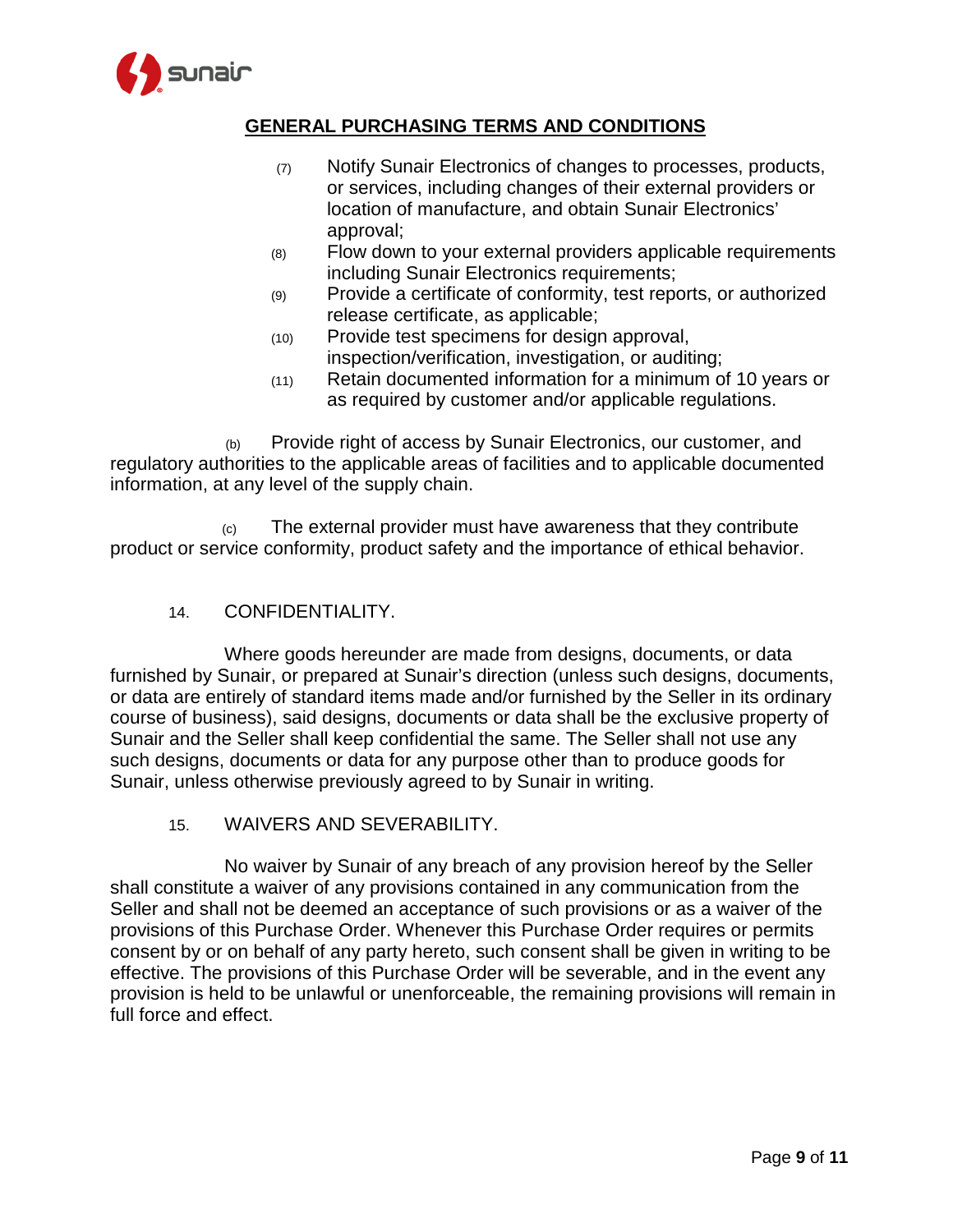## GENERAL PURCHASING TERMS AND CONDITIONS

(7) Notify Sunair Electronics of changes to processes, products, or services, including changes of their external providers or location of manufacture, and obtain Sunair Electronics' approval;

(8) Flow down to your external providers applicable requirements including Sunair Electronics requirements;

(9) Provide a certificate of conformity, test reports, or authorized release certificate, as applicable;

(10) Provide test specimens for design approval, inspection/verification, investigation, or auditing;

(11) Retain documented information for a minimum of 10 years or as required by customer and/or applicable regulations.

(b) Provide right of access by Sunair Electronics, our customer, and regulatory authorities to the applicable areas of facilities and to applicable documented information, at any level of the supply chain.

(c) The external provider must have awareness that they contribute product or service conformity, product safety and the importance of ethical behavior.

### 14. CONFIDENTIALITY.

Where goods hereunder are made from designs, documents, or data furnished by Sunair, or prepared at Sunair's direction (unless such designs, documents, or data are entirely of standard items made and/or furnished by the Seller in its ordinary course of business), said designs, documents or data shall be the exclusive property of Sunair and the Seller shall keep confidential the same. The Seller shall not use any such designs, documents or data for any purpose other than to produce goods for Sunair, unless otherwise previously agreed to by Sunair in writing.

### 15. WAIVERS AND SEVERABILITY.

No waiver by Sunair of any breach of any provision hereof by the Seller shall constitute a waiver of any provisions contained in any communication from the Seller and shall not be deemed an acceptance of such provisions or as a waiver of the provisions of this Purchase Order. Whenever this Purchase Order requires or permits consent by or on behalf of any party hereto, such consent shall be given in writing to be effective. The provisions of this Purchase Order will be severable, and in the event any provision is held to be unlawful or unenforceable, the remaining provisions will remain in full force and effect.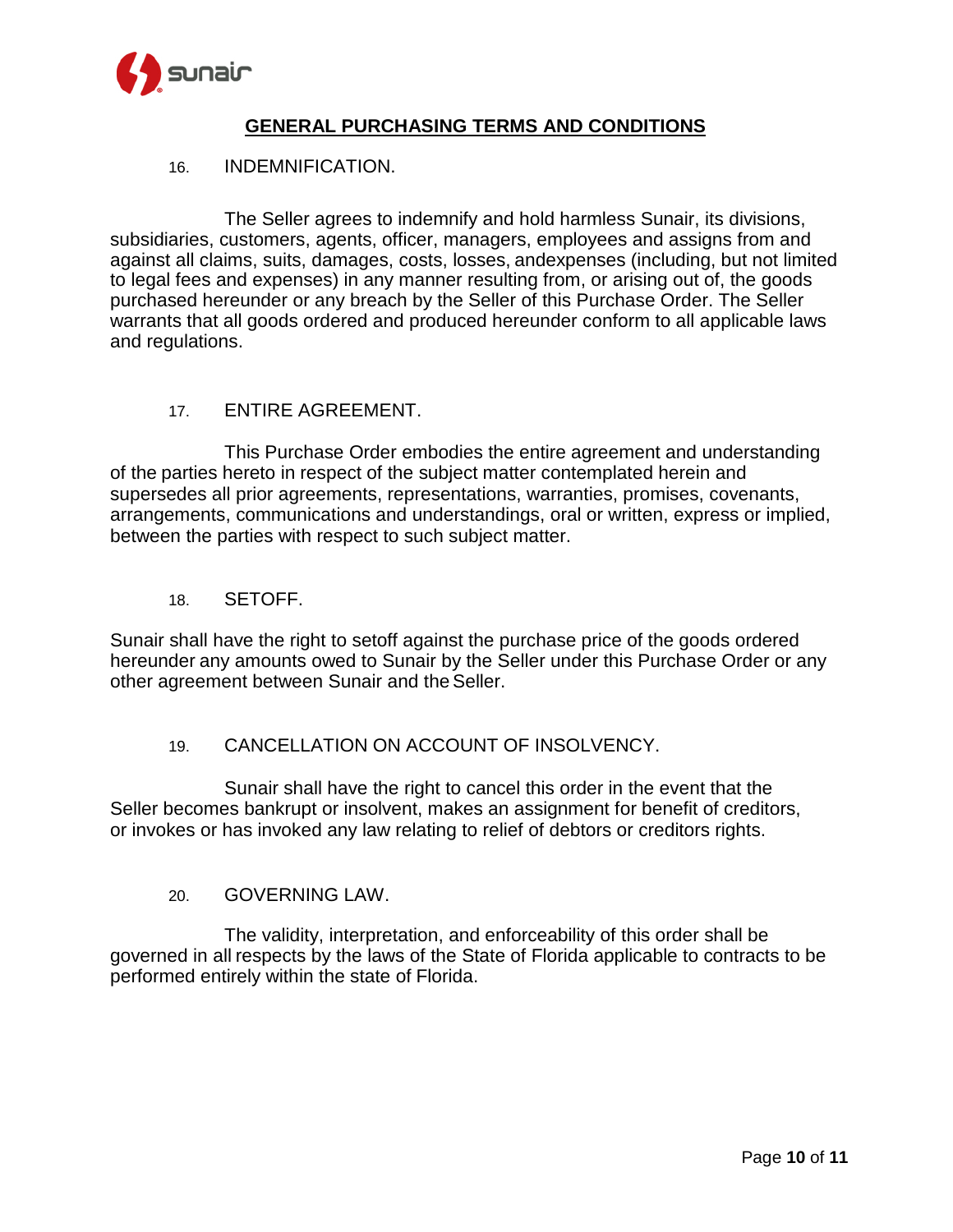## GENERAL PURCHASING TERMS AND CONDITIONS

16. INDEMNIFICATION.

The Seller agrees to indemnify and hold harmless Sunair, its divisions, subsidiaries, customers, agents, officer, managers, employees and assigns from and against all claims, suits, damages, costs, losses, andexpenses (including, but not limited to legal fees and expenses) in any manner resulting from, or arising out of, the goods purchased hereunder or any breach by the Seller of this Purchase Order. The Seller warrants that all goods ordered and produced hereunder conform to all applicable laws and regulations.

17. ENTIRE AGREEMENT.

This Purchase Order embodies the entire agreement and understanding of the parties hereto in respect of the subject matter contemplated herein and supersedes all prior agreements, representations, warranties, promises, covenants, arrangements, communications and understandings, oral or written, express or implied, between the parties with respect to such subject matter.

18. SETOFF.

Sunair shall have the right to setoff against the purchase price of the goods ordered hereunder any amounts owed to Sunair by the Seller under this Purchase Order or any other agreement between Sunair and the Seller.

19. CANCELLATION ON ACCOUNT OF INSOLVENCY.

Sunair shall have the right to cancel this order in the event that the Seller becomes bankrupt or insolvent, makes an assignment for benefit of creditors, or invokes or has invoked any law relating to relief of debtors or creditors rights.

20. GOVERNING LAW.

The validity, interpretation, and enforceability of this order shall be governed in all respects by the laws of the State of Florida applicable to contracts to be performed entirely within the state of Florida.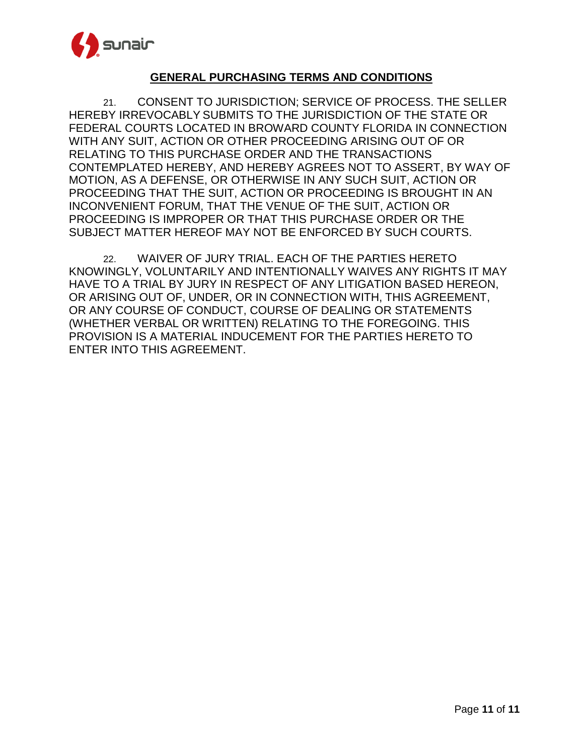## GENERAL PURCHASING TERMS AND CONDITIONS

21. CONSENT TO JURISDICTION; SERVICE OF PROCESS. THE SELLER HEREBY IRREVOCABLY SUBMITS TO THE JURISDICTION OF THE STATE OR FEDERAL COURTS LOCATED IN BROWARD COUNTY FLORIDA IN CONNECTION WITH ANY SUIT, ACTION OR OTHER PROCEEDING ARISING OUT OF OR RELATING TO THIS PURCHASE ORDER AND THE TRANSACTIONS CONTEMPLATED HEREBY, AND HEREBY AGREES NOT TO ASSERT, BY WAY OF MOTION, AS A DEFENSE, OR OTHERWISE IN ANY SUCH SUIT, ACTION OR PROCEEDING THAT THE SUIT, ACTION OR PROCEEDING IS BROUGHT IN AN INCONVENIENT FORUM, THAT THE VENUE OF THE SUIT, ACTION OR PROCEEDING IS IMPROPER OR THAT THIS PURCHASE ORDER OR THE SUBJECT MATTER HEREOF MAY NOT BE ENFORCED BY SUCH COURTS.

22. WAIVER OF JURY TRIAL. EACH OF THE PARTIES HERETO KNOWINGLY, VOLUNTARILY AND INTENTIONALLY WAIVES ANY RIGHTS IT MAY HAVE TO A TRIAL BY JURY IN RESPECT OF ANY LITIGATION BASED HEREON, OR ARISING OUT OF, UNDER, OR IN CONNECTION WITH, THIS AGREEMENT, OR ANY COURSE OF CONDUCT, COURSE OF DEALING OR STATEMENTS (WHETHER VERBAL OR WRITTEN) RELATING TO THE FOREGOING. THIS PROVISION IS A MATERIAL INDUCEMENT FOR THE PARTIES HERETO TO ENTER INTO THIS AGREEMENT.